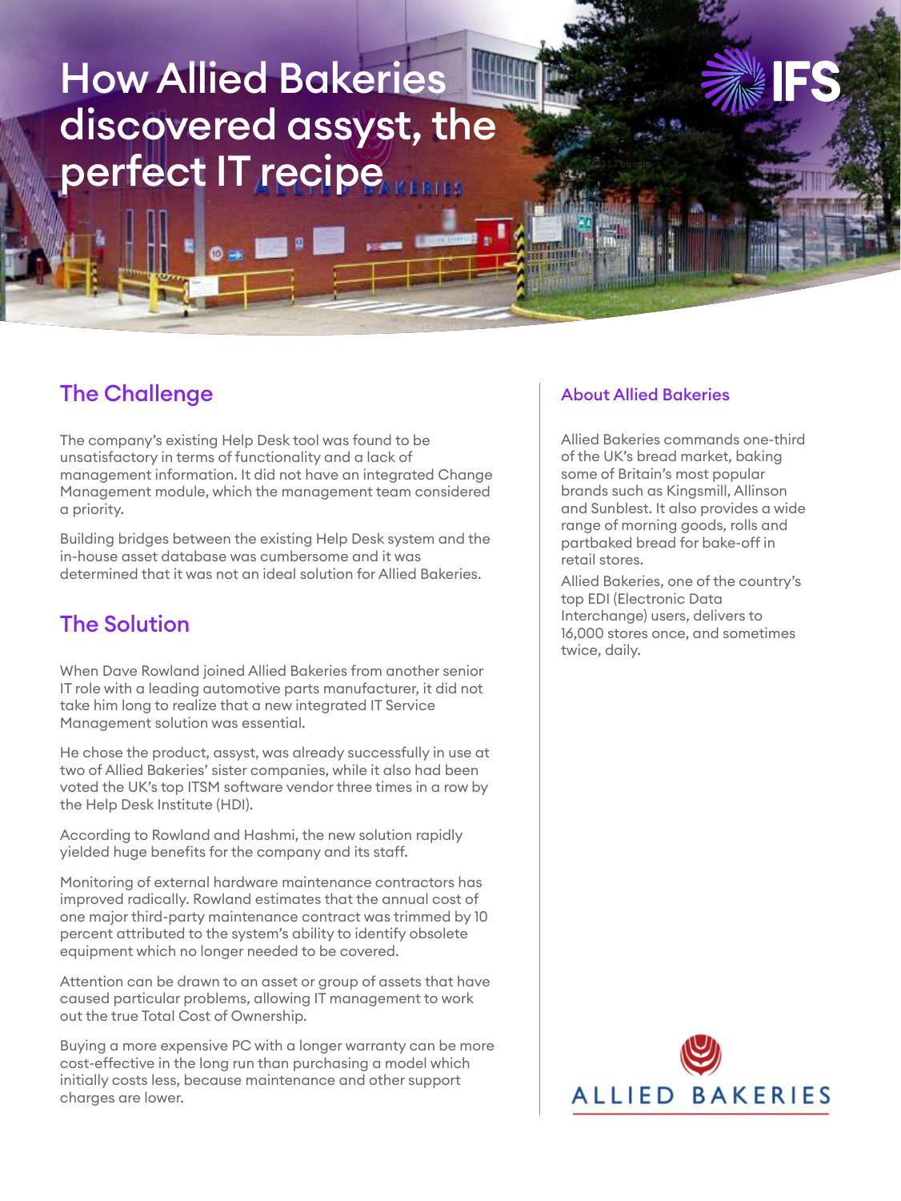# How Allied Bakeries discovered assyst, the perfect IT recipe

## The Challenge

The company's existing Help Desk tool was found to be unsatisfactory in terms of functionality and a lack of management information. It did not have an integrated Change Management module, which the management team considered a priority.

Building bridges between the existing Help Desk system and the in-house asset database was cumbersome and it was determined that it was not an ideal solution for Allied Bakeries.

## The Solution

When Dave Rowland joined Allied Bakeries from another senior IT role with a leading automotive parts manufacturer, it did not take him long to realize that a new integrated IT Service Management solution was essential.

He chose the product, assyst, was already successfully in use at two of Allied Bakeries' sister companies, while it also had been voted the UK's top ITSM software vendor three times in a row by the Help Desk Institute (HDI).

According to Rowland and Hashmi, the new solution rapidly yielded huge benefits for the company and its staff.

Monitoring of external hardware maintenance contractors has improved radically. Rowland estimates that the annual cost of one major third-party maintenance contract was trimmed by 10 percent attributed to the system's ability to identify obsolete equipment which no longer needed to be covered.

Attention can be drawn to an asset or group of assets that have caused particular problems, allowing IT management to work out the true Total Cost of Ownership.

Buying a more expensive PC with a longer warranty can be more cost-effective in the long run than purchasing a model which initially costs less, because maintenance and other support charges are lower.

### About Allied Bakeries

Allied Bakeries commands one-third of the UK's bread market, baking some of Britain's most popular brands such as Kingsmill, Allinson and Sunblest. It also provides a wide range of morning goods, rolls and partbaked bread for bake-off in retail stores.

Allied Bakeries, one of the country's top EDI (Electronic Data Interchange) users, delivers to 16,000 stores once, and sometimes twice, daily.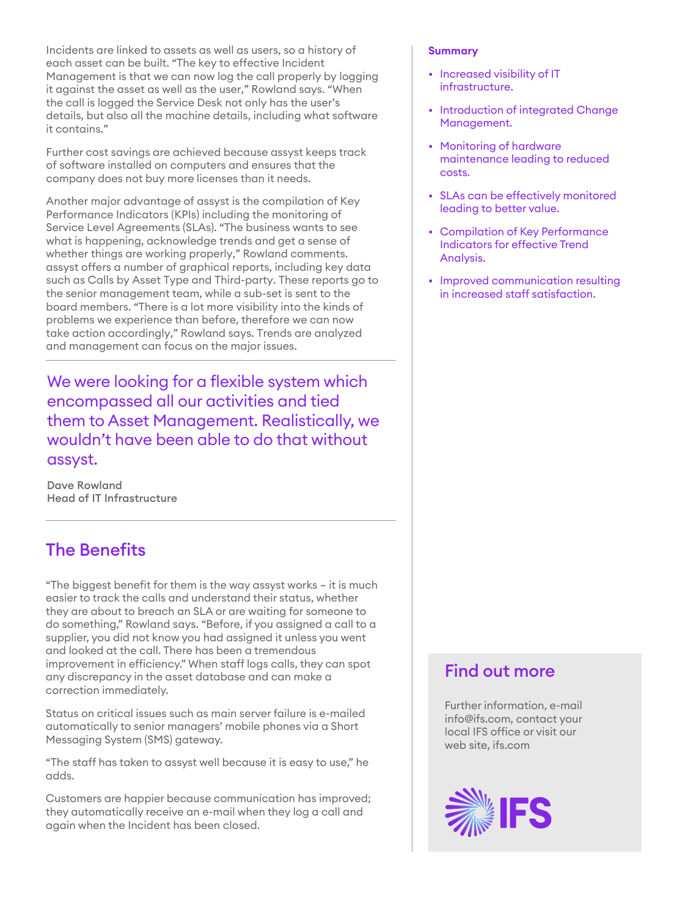Incidents are linked to assets as well as users, so a history of each asset can be built. "The key to effective Incident Management is that we can now log the call properly by logging it against the asset as well as the user," Rowland says. "When the call is logged the Service Desk not only has the user's details, but also all the machine details, including what software it contains."

Further cost savings are achieved because assyst keeps track of software installed on computers and ensures that the company does not buy more licenses than it needs.

Another major advantage of assyst is the compilation of Key Performance Indicators (KPIs) including the monitoring of Service Level Agreements (SLAs). "The business wants to see what is happening, acknowledge trends and get a sense of whether things are working properly," Rowland comments. assyst offers a number of graphical reports, including key data such as Calls by Asset Type and Third-party. These reports go to the senior management team, while a sub-set is sent to the board members. "There is a lot more visibility into the kinds of problems we experience than before, therefore we can now take action accordingly," Rowland says. Trends are analyzed and management can focus on the major issues.

> We were looking for a flexible system which encompassed all our activities and tied them to Asset Management. Realistically, we wouldn't have been able to do that without assyst.

**Dave Rowland**
**Head of IT Infrastructure**

## The Benefits

"The biggest benefit for them is the way assyst works – it is much easier to track the calls and understand their status, whether they are about to breach an SLA or are waiting for someone to do something," Rowland says. "Before, if you assigned a call to a supplier, you did not know you had assigned it unless you went and looked at the call. There has been a tremendous improvement in efficiency." When staff logs calls, they can spot any discrepancy in the asset database and can make a correction immediately.

Status on critical issues such as main server failure is e-mailed automatically to senior managers' mobile phones via a Short Messaging System (SMS) gateway.

"The staff has taken to assyst well because it is easy to use," he adds.

Customers are happier because communication has improved; they automatically receive an e-mail when they log a call and again when the Incident has been closed.

**Summary**

- Increased visibility of IT infrastructure.
- Introduction of integrated Change Management.
- Monitoring of hardware maintenance leading to reduced costs.
- SLAs can be effectively monitored leading to better value.
- Compilation of Key Performance Indicators for effective Trend Analysis.
- Improved communication resulting in increased staff satisfaction.

## Find out more

Further information, e-mail info@ifs.com, contact your local IFS office or visit our web site, ifs.com

IFS